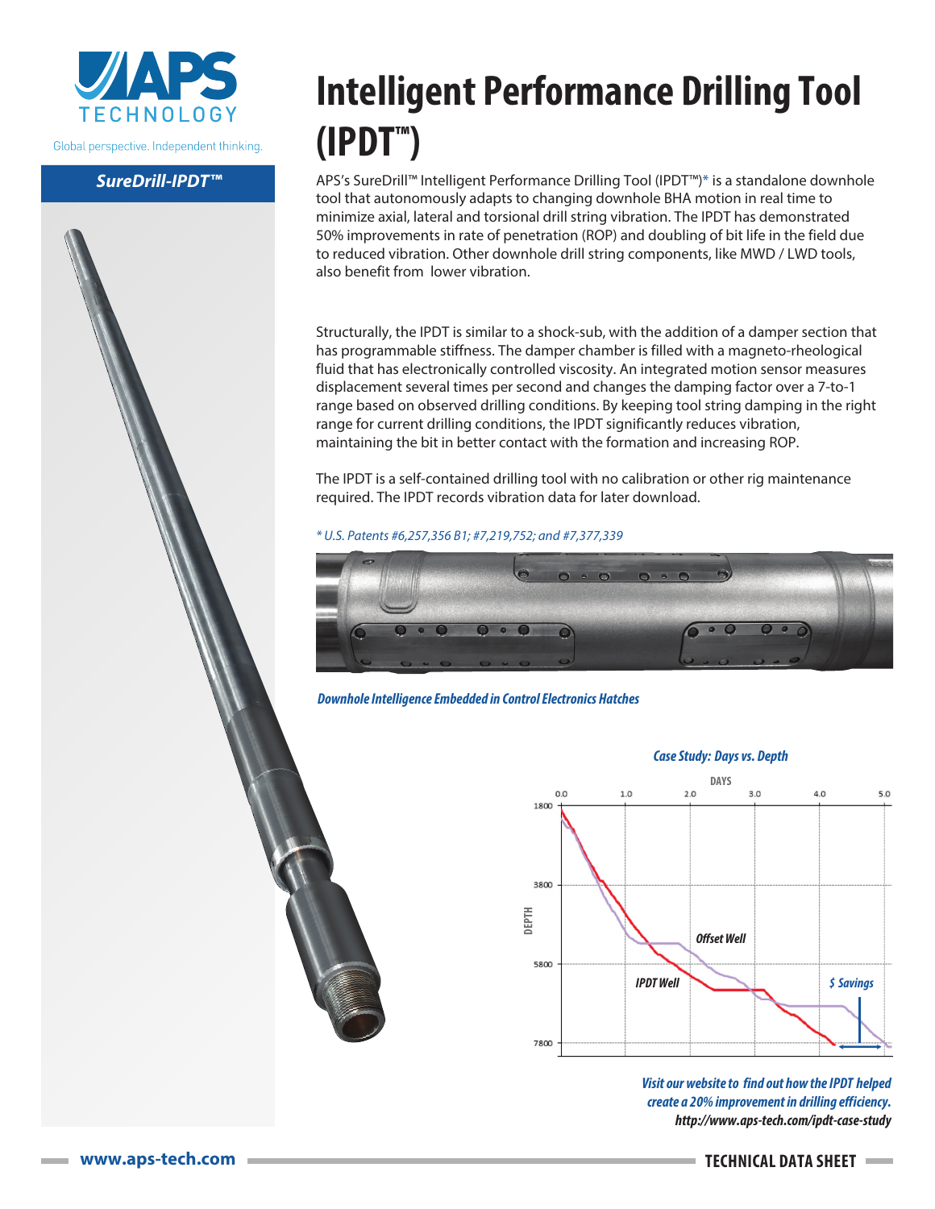APS TECHNOLOGY

Global perspective. Independent thinking.

**SureDrill-IPDT™**

# Intelligent Performance Drilling Tool (IPDT™)

APS's SureDrill™ Intelligent Performance Drilling Tool (IPDT™)* is a standalone downhole tool that autonomously adapts to changing downhole BHA motion in real time to minimize axial, lateral and torsional drill string vibration. The IPDT has demonstrated 50% improvements in rate of penetration (ROP) and doubling of bit life in the field due to reduced vibration. Other downhole drill string components, like MWD / LWD tools, also benefit from lower vibration.

Structurally, the IPDT is similar to a shock-sub, with the addition of a damper section that has programmable stiffness. The damper chamber is filled with a magneto-rheological fluid that has electronically controlled viscosity. An integrated motion sensor measures displacement several times per second and changes the damping factor over a 7-to-1 range based on observed drilling conditions. By keeping tool string damping in the right range for current drilling conditions, the IPDT significantly reduces vibration, maintaining the bit in better contact with the formation and increasing ROP.

The IPDT is a self-contained drilling tool with no calibration or other rig maintenance required. The IPDT records vibration data for later download.

*\* U.S. Patents #6,257,356 B1; #7,219,752; and #7,377,339*

***Downhole Intelligence Embedded in Control Electronics Hatches***

***Case Study: Days vs. Depth***

***Visit our website to find out how the IPDT helped create a 20% improvement in drilling efficiency.***
***http://www.aps-tech.com/ipdt-case-study***

www.aps-tech.com

**TECHNICAL DATA SHEET**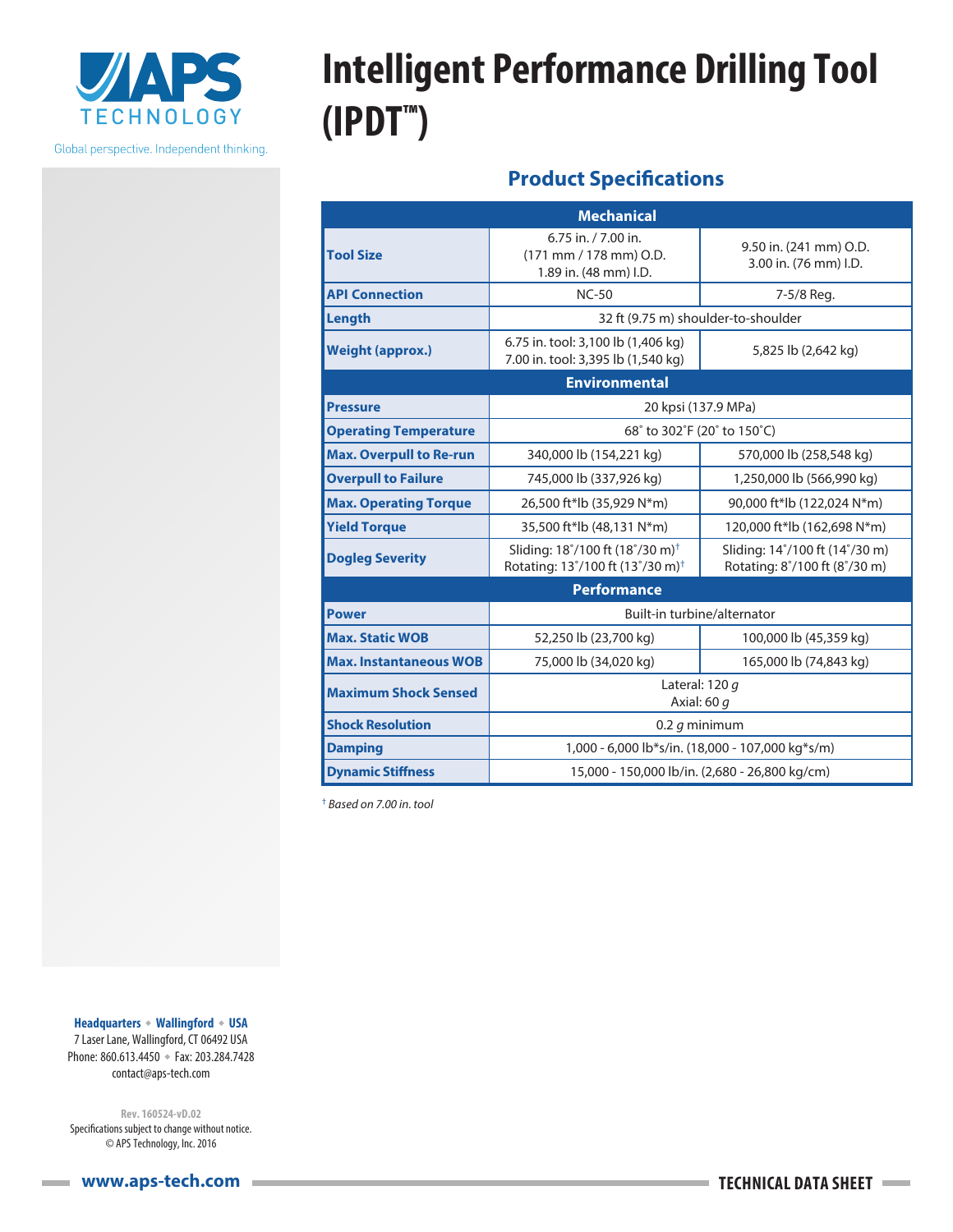# Intelligent Performance Drilling Tool (IPDT™)

Global perspective. Independent thinking.

## Product Specifications

| | | |
|---|---|---|
| **Mechanical** | | |
| **Tool Size** | 6.75 in. / 7.00 in. (171 mm / 178 mm) O.D. 1.89 in. (48 mm) I.D. | 9.50 in. (241 mm) O.D. 3.00 in. (76 mm) I.D. |
| **API Connection** | NC-50 | 7-5/8 Reg. |
| **Length** | 32 ft (9.75 m) shoulder-to-shoulder | |
| **Weight (approx.)** | 6.75 in. tool: 3,100 lb (1,406 kg) 7.00 in. tool: 3,395 lb (1,540 kg) | 5,825 lb (2,642 kg) |
| **Environmental** | | |
| **Pressure** | 20 kpsi (137.9 MPa) | |
| **Operating Temperature** | 68˚ to 302˚F (20˚ to 150˚C) | |
| **Max. Overpull to Re-run** | 340,000 lb (154,221 kg) | 570,000 lb (258,548 kg) |
| **Overpull to Failure** | 745,000 lb (337,926 kg) | 1,250,000 lb (566,990 kg) |
| **Max. Operating Torque** | 26,500 ft*lb (35,929 N*m) | 90,000 ft*lb (122,024 N*m) |
| **Yield Torque** | 35,500 ft*lb (48,131 N*m) | 120,000 ft*lb (162,698 N*m) |
| **Dogleg Severity** | Sliding: 18˚/100 ft (18˚/30 m)† Rotating: 13˚/100 ft (13˚/30 m)† | Sliding: 14˚/100 ft (14˚/30 m) Rotating: 8˚/100 ft (8˚/30 m) |
| **Performance** | | |
| **Power** | Built-in turbine/alternator | |
| **Max. Static WOB** | 52,250 lb (23,700 kg) | 100,000 lb (45,359 kg) |
| **Max. Instantaneous WOB** | 75,000 lb (34,020 kg) | 165,000 lb (74,843 kg) |
| **Maximum Shock Sensed** | Lateral: 120 *g* Axial: 60 *g* | |
| **Shock Resolution** | 0.2 *g* minimum | |
| **Damping** | 1,000 - 6,000 lb*s/in. (18,000 - 107,000 kg*s/m) | |
| **Dynamic Stiffness** | 15,000 - 150,000 lb/in. (2,680 - 26,800 kg/cm) | |

† *Based on 7.00 in. tool*

**Headquarters • Wallingford • USA**
7 Laser Lane, Wallingford, CT 06492 USA
Phone: 860.613.4450 • Fax: 203.284.7428
contact@aps-tech.com

Rev. 160524-vD.02
Specifications subject to change without notice.
© APS Technology, Inc. 2016

www.aps-tech.com

TECHNICAL DATA SHEET